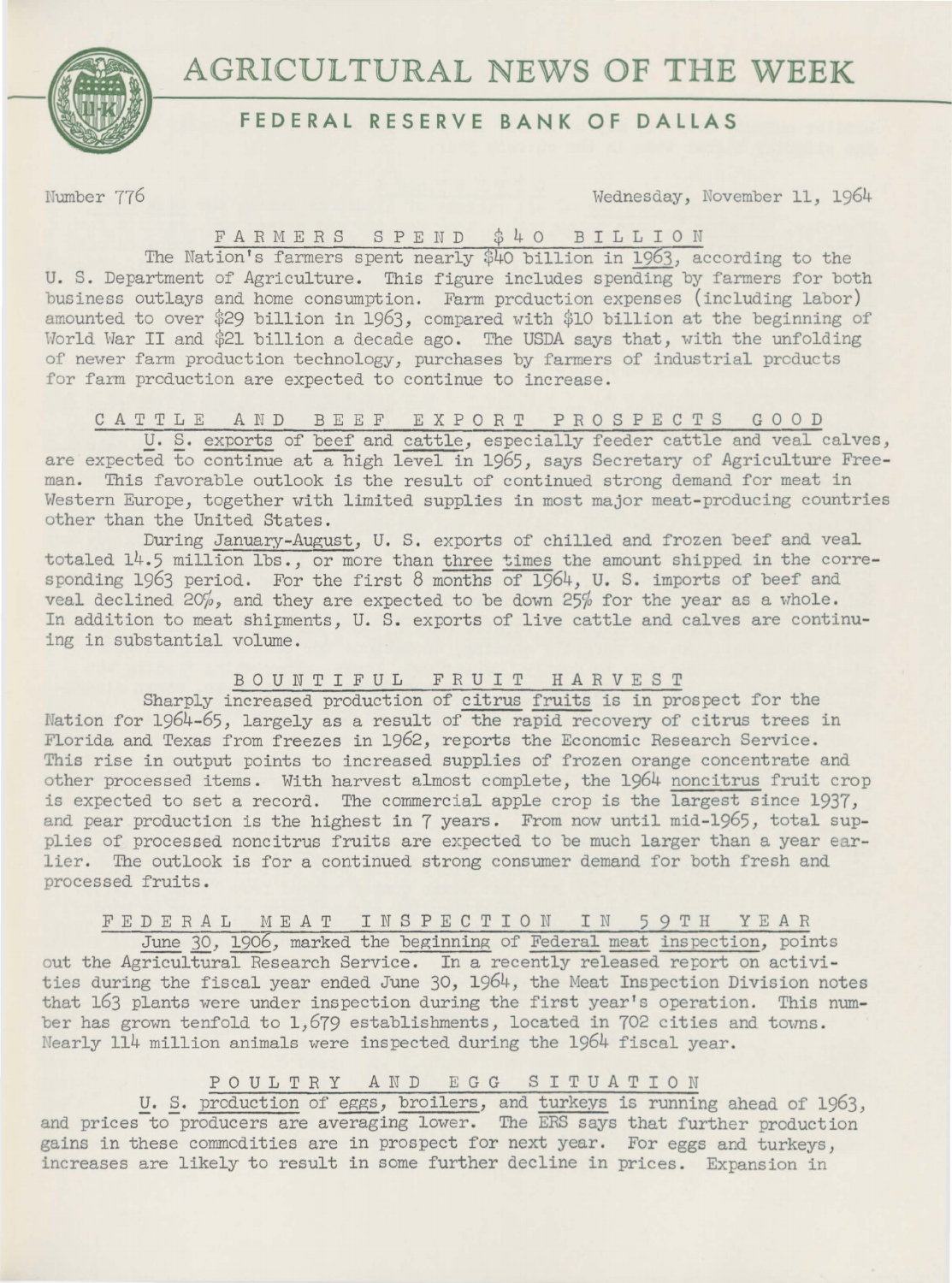# AGRICULTURAL NEWS OF THE WEEK

## FEDERAL RESERVE BANK OF DALLAS

Number 776 Wednesday, November 11, 1964

### FARMERS SPEND $40 BILLION

The Nation's farmers spent nearly $40 billion in 1963, according to the U. S. Department of Agriculture. This figure includes spending by farmers for both business outlays and home consumption. Farm production expenses (including labor) amounted to over $29 billion in 1963, compared with $10 billion at the beginning of World War II and $21 billion a decade ago. The USDA says that, with the unfolding of newer farm production technology, purchases by farmers of industrial products for farm production are expected to continue to increase.

### CATTLE AND BEEF EXPORT PROSPECTS GOOD

U. S. exports of beef and cattle, especially feeder cattle and veal calves, are expected to continue at a high level in 1965, says Secretary of Agriculture Freeman. This favorable outlook is the result of continued strong demand for meat in Western Europe, together with limited supplies in most major meat-producing countries other than the United States.

During January-August, U. S. exports of chilled and frozen beef and veal totaled 14.5 million lbs., or more than three times the amount shipped in the corresponding 1963 period. For the first 8 months of 1964, U. S. imports of beef and veal declined 20%, and they are expected to be down 25% for the year as a whole. In addition to meat shipments, U. S. exports of live cattle and calves are continuing in substantial volume.

### BOUNTIFUL FRUIT HARVEST

Sharply increased production of citrus fruits is in prospect for the Nation for 1964-65, largely as a result of the rapid recovery of citrus trees in Florida and Texas from freezes in 1962, reports the Economic Research Service. This rise in output points to increased supplies of frozen orange concentrate and other processed items. With harvest almost complete, the 1964 noncitrus fruit crop is expected to set a record. The commercial apple crop is the largest since 1937, and pear production is the highest in 7 years. From now until mid-1965, total supplies of processed noncitrus fruits are expected to be much larger than a year earlier. The outlook is for a continued strong consumer demand for both fresh and processed fruits.

### FEDERAL MEAT INSPECTION IN 59TH YEAR

June 30, 1906, marked the beginning of Federal meat inspection, points out the Agricultural Research Service. In a recently released report on activities during the fiscal year ended June 30, 1964, the Meat Inspection Division notes that 163 plants were under inspection during the first year's operation. This number has grown tenfold to 1,679 establishments, located in 702 cities and towns. Nearly 114 million animals were inspected during the 1964 fiscal year.

### POULTRY AND EGG SITUATION

U. S. production of eggs, broilers, and turkeys is running ahead of 1963, and prices to producers are averaging lower. The ERS says that further production gains in these commodities are in prospect for next year. For eggs and turkeys, increases are likely to result in some further decline in prices. Expansion in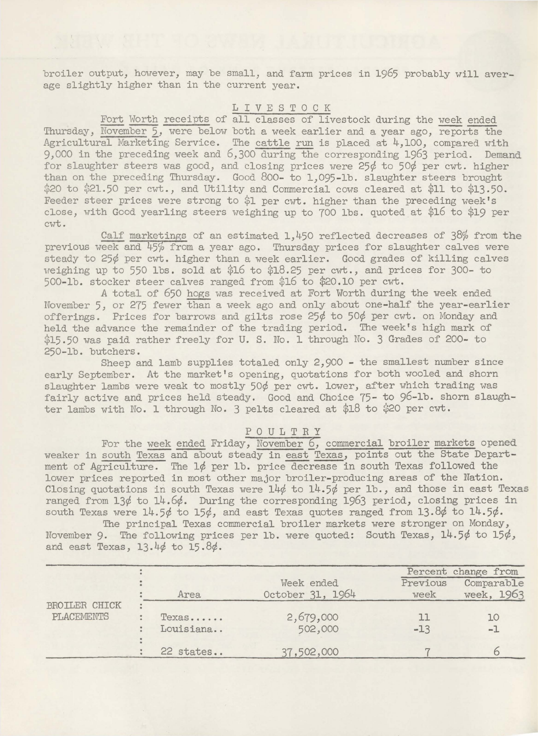broiler output, however, may be small, and farm prices in 1965 probably will average slightly higher than in the current year.

## LIVESTOCK

Fort Worth receipts of all classes of livestock during the week ended Thursday, November 5, were below both a week earlier and a year ago, reports the Agricultural Marketing Service. The cattle run is placed at 4,100, compared with 9,000 in the preceding week and 6,300 during the corresponding 1963 period. Demand for slaughter steers was good, and closing prices were 25¢ to 50¢ per cwt. higher than on the preceding Thursday. Good 800- to 1,095-lb. slaughter steers brought $20 to $21.50 per cwt., and Utility and Commercial cows cleared at $11 to $13.50. Feeder steer prices were strong to $1 per cwt. higher than the preceding week's close, with Good yearling steers weighing up to 700 lbs. quoted at $16 to $19 per cwt.

Calf marketings of an estimated 1,450 reflected decreases of 38% from the previous week and 45% from a year ago. Thursday prices for slaughter calves were steady to 25¢ per cwt. higher than a week earlier. Good grades of killing calves weighing up to 550 lbs. sold at $16 to $18.25 per cwt., and prices for 300- to 500-lb. stocker steer calves ranged from $16 to $20.10 per cwt.

A total of 650 hogs was received at Fort Worth during the week ended November 5, or 275 fewer than a week ago and only about one-half the year-earlier offerings. Prices for barrows and gilts rose 25¢ to 50¢ per cwt. on Monday and held the advance the remainder of the trading period. The week's high mark of $15.50 was paid rather freely for U. S. No. 1 through No. 3 Grades of 200- to 250-lb. butchers.

Sheep and lamb supplies totaled only 2,900 - the smallest number since early September. At the market's opening, quotations for both wooled and shorn slaughter lambs were weak to mostly 50¢ per cwt. lower, after which trading was fairly active and prices held steady. Good and Choice 75- to 96-lb. shorn slaughter lambs with No. 1 through No. 3 pelts cleared at $18 to $20 per cwt.

## POULTRY

For the week ended Friday, November 6, commercial broiler markets opened weaker in south Texas and about steady in east Texas, points out the State Department of Agriculture. The 1¢ per lb. price decrease in south Texas followed the lower prices reported in most other major broiler-producing areas of the Nation. Closing quotations in south Texas were 14¢ to 14.5¢ per lb., and those in east Texas ranged from 13¢ to 14.6¢. During the corresponding 1963 period, closing prices in south Texas were 14.5¢ to 15¢, and east Texas quotes ranged from 13.8¢ to 14.5¢.

The principal Texas commercial broiler markets were stronger on Monday, November 9. The following prices per lb. were quoted: South Texas, 14.5¢ to 15¢, and east Texas, 13.4¢ to 15.8¢.

| | Area | Week ended October 31, 1964 | Percent change from Previous week | Percent change from Comparable week, 1963 |
|---|---|---|---|---|
| BROILER CHICK PLACEMENTS | Texas...... | 2,679,000 | 11 | 10 |
| | Louisiana.. | 502,000 | -13 | -1 |
| | 22 states.. | 37,502,000 | 7 | 6 |